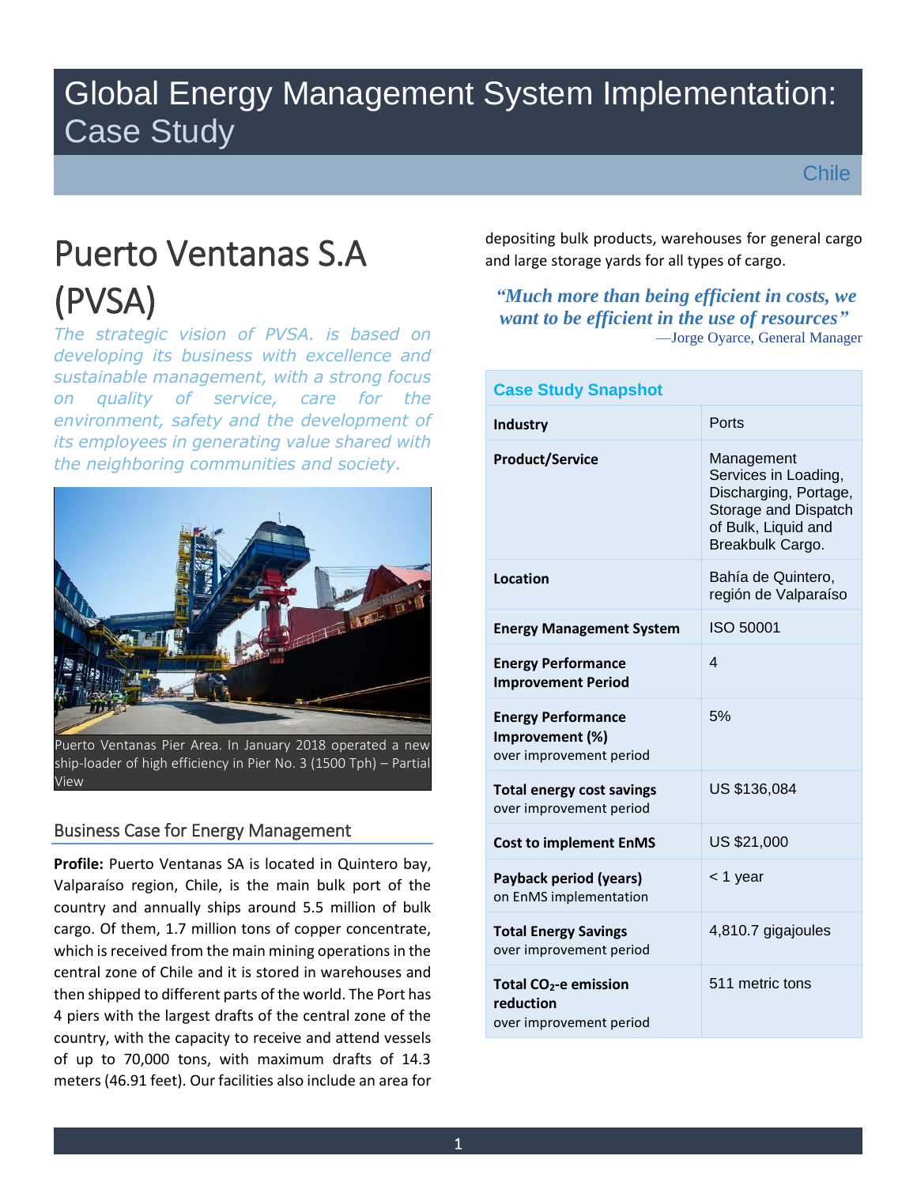# Global Energy Management System Implementation: Case Study

Chile

## Puerto Ventanas S.A (PVSA)

*The strategic vision of PVSA. is based on developing its business with excellence and sustainable management, with a strong focus on quality of service, care for the environment, safety and the development of its employees in generating value shared with the neighboring communities and society.*

Puerto Ventanas Pier Area. In January 2018 operated a new ship-loader of high efficiency in Pier No. 3 (1500 Tph) – Partial View

### Business Case for Energy Management

**Profile:** Puerto Ventanas SA is located in Quintero bay, Valparaíso region, Chile, is the main bulk port of the country and annually ships around 5.5 million of bulk cargo. Of them, 1.7 million tons of copper concentrate, which is received from the main mining operations in the central zone of Chile and it is stored in warehouses and then shipped to different parts of the world. The Port has 4 piers with the largest drafts of the central zone of the country, with the capacity to receive and attend vessels of up to 70,000 tons, with maximum drafts of 14.3 meters (46.91 feet). Our facilities also include an area for depositing bulk products, warehouses for general cargo and large storage yards for all types of cargo.

*"Much more than being efficient in costs, we want to be efficient in the use of resources"*
—Jorge Oyarce, General Manager

| Case Study Snapshot | |
|---|---|
| **Industry** | Ports |
| **Product/Service** | Management Services in Loading, Discharging, Portage, Storage and Dispatch of Bulk, Liquid and Breakbulk Cargo. |
| **Location** | Bahía de Quintero, región de Valparaíso |
| **Energy Management System** | ISO 50001 |
| **Energy Performance Improvement Period** | 4 |
| **Energy Performance Improvement (%)** over improvement period | 5% |
| **Total energy cost savings** over improvement period | US $136,084 |
| **Cost to implement EnMS** | US $21,000 |
| **Payback period (years)** on EnMS implementation | < 1 year |
| **Total Energy Savings** over improvement period | 4,810.7 gigajoules |
| **Total $CO_2$-e emission reduction** over improvement period | 511 metric tons |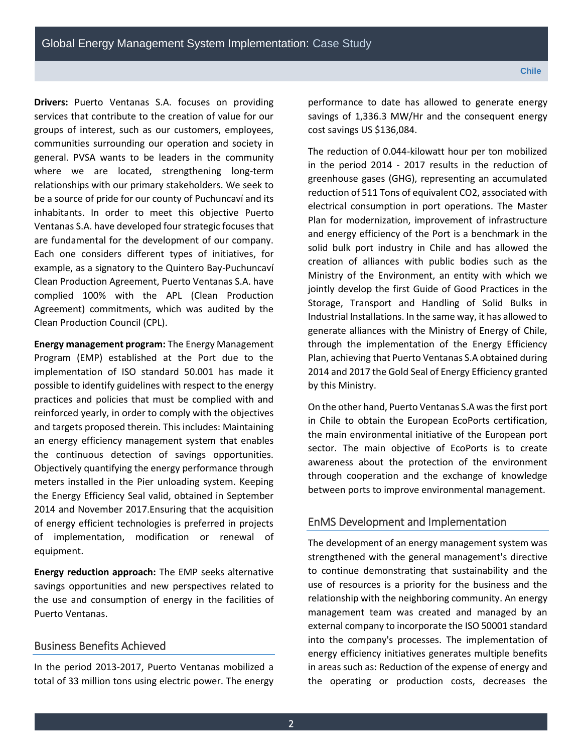**Drivers:** Puerto Ventanas S.A. focuses on providing services that contribute to the creation of value for our groups of interest, such as our customers, employees, communities surrounding our operation and society in general. PVSA wants to be leaders in the community where we are located, strengthening long-term relationships with our primary stakeholders. We seek to be a source of pride for our county of Puchuncaví and its inhabitants. In order to meet this objective Puerto Ventanas S.A. have developed four strategic focuses that are fundamental for the development of our company. Each one considers different types of initiatives, for example, as a signatory to the Quintero Bay-Puchuncaví Clean Production Agreement, Puerto Ventanas S.A. have complied 100% with the APL (Clean Production Agreement) commitments, which was audited by the Clean Production Council (CPL).

**Energy management program:** The Energy Management Program (EMP) established at the Port due to the implementation of ISO standard 50.001 has made it possible to identify guidelines with respect to the energy practices and policies that must be complied with and reinforced yearly, in order to comply with the objectives and targets proposed therein. This includes: Maintaining an energy efficiency management system that enables the continuous detection of savings opportunities. Objectively quantifying the energy performance through meters installed in the Pier unloading system. Keeping the Energy Efficiency Seal valid, obtained in September 2014 and November 2017.Ensuring that the acquisition of energy efficient technologies is preferred in projects of implementation, modification or renewal of equipment.

**Energy reduction approach:** The EMP seeks alternative savings opportunities and new perspectives related to the use and consumption of energy in the facilities of Puerto Ventanas.

## Business Benefits Achieved

In the period 2013-2017, Puerto Ventanas mobilized a total of 33 million tons using electric power. The energy performance to date has allowed to generate energy savings of 1,336.3 MW/Hr and the consequent energy cost savings US $136,084.

The reduction of 0.044-kilowatt hour per ton mobilized in the period 2014 - 2017 results in the reduction of greenhouse gases (GHG), representing an accumulated reduction of 511 Tons of equivalent CO2, associated with electrical consumption in port operations. The Master Plan for modernization, improvement of infrastructure and energy efficiency of the Port is a benchmark in the solid bulk port industry in Chile and has allowed the creation of alliances with public bodies such as the Ministry of the Environment, an entity with which we jointly develop the first Guide of Good Practices in the Storage, Transport and Handling of Solid Bulks in Industrial Installations. In the same way, it has allowed to generate alliances with the Ministry of Energy of Chile, through the implementation of the Energy Efficiency Plan, achieving that Puerto Ventanas S.A obtained during 2014 and 2017 the Gold Seal of Energy Efficiency granted by this Ministry.

On the other hand, Puerto Ventanas S.A was the first port in Chile to obtain the European EcoPorts certification, the main environmental initiative of the European port sector. The main objective of EcoPorts is to create awareness about the protection of the environment through cooperation and the exchange of knowledge between ports to improve environmental management.

## EnMS Development and Implementation

The development of an energy management system was strengthened with the general management's directive to continue demonstrating that sustainability and the use of resources is a priority for the business and the relationship with the neighboring community. An energy management team was created and managed by an external company to incorporate the ISO 50001 standard into the company's processes. The implementation of energy efficiency initiatives generates multiple benefits in areas such as: Reduction of the expense of energy and the operating or production costs, decreases the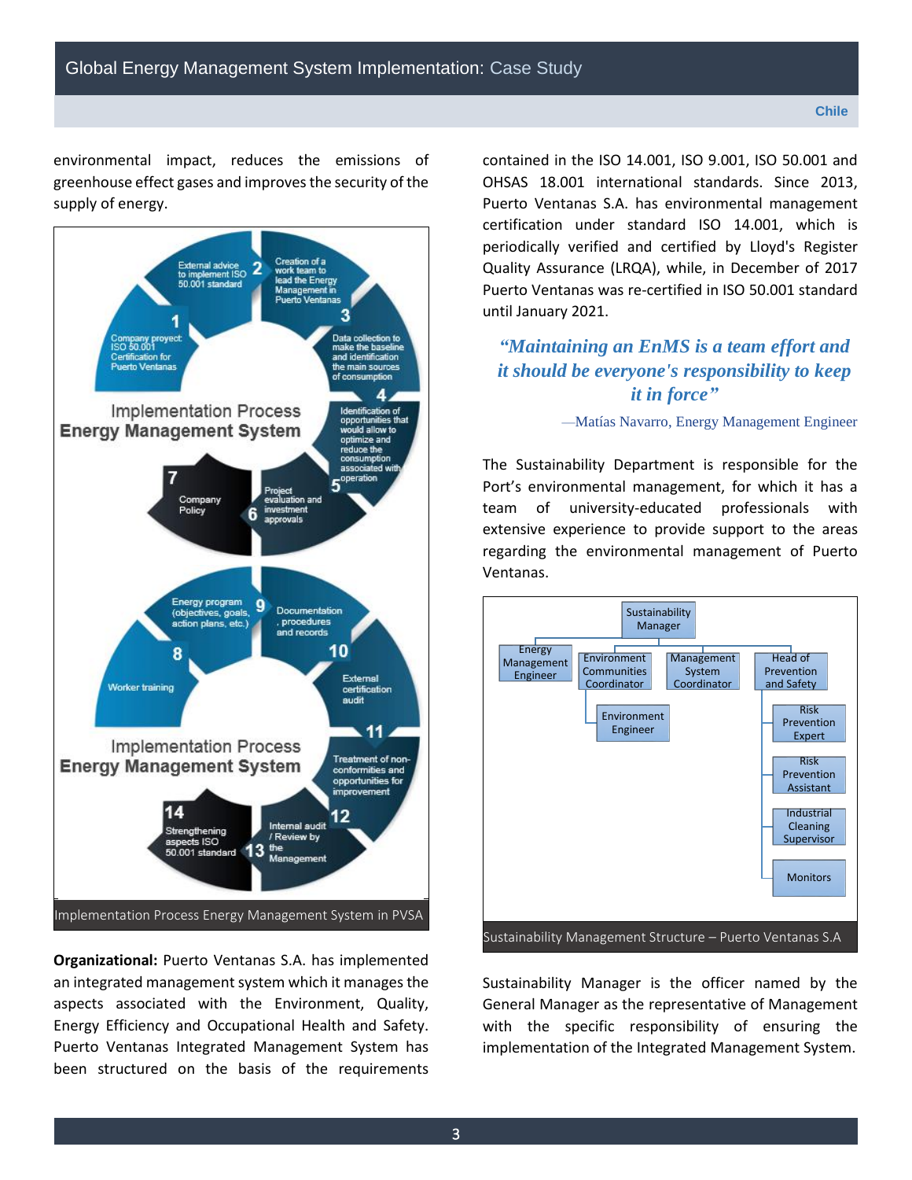environmental impact, reduces the emissions of greenhouse effect gases and improves the security of the supply of energy.

Implementation Process Energy Management System

1. Company proyect ISO 50.001 Certification for Puerto Ventanas
2. External advice to implement ISO 50.001 standard
3. Creation of a work team to lead the Energy Management in Puerto Ventanas
4. Data collection to make the baseline and identification the main sources of consumption
5. Identification of opportunities that would allow to optimize and reduce the consumption associated with operation
6. Project evaluation and investment approvals
7. Company Policy

Implementation Process Energy Management System

8. Worker training
9. Energy program (objectives, goals, action plans, etc.)
10. Documentation, procedures and records
11. External certification audit
12. Treatment of non-conformities and opportunities for improvement
13. Internal audit / Review by the Management
14. Strengthening aspects ISO 50.001 standard

Implementation Process Energy Management System in PVSA

**Organizational:** Puerto Ventanas S.A. has implemented an integrated management system which it manages the aspects associated with the Environment, Quality, Energy Efficiency and Occupational Health and Safety. Puerto Ventanas Integrated Management System has been structured on the basis of the requirements contained in the ISO 14.001, ISO 9.001, ISO 50.001 and OHSAS 18.001 international standards. Since 2013, Puerto Ventanas S.A. has environmental management certification under standard ISO 14.001, which is periodically verified and certified by Lloyd's Register Quality Assurance (LRQA), while, in December of 2017 Puerto Ventanas was re-certified in ISO 50.001 standard until January 2021.

> ***"Maintaining an EnMS is a team effort and it should be everyone's responsibility to keep it in force"***
>
> —Matías Navarro, Energy Management Engineer

The Sustainability Department is responsible for the Port's environmental management, for which it has a team of university-educated professionals with extensive experience to provide support to the areas regarding the environmental management of Puerto Ventanas.

- Sustainability Manager
  - Energy Management Engineer
  - Environment Communities Coordinator
    - Environment Engineer
  - Management System Coordinator
  - Head of Prevention and Safety
    - Risk Prevention Expert
    - Risk Prevention Assistant
    - Industrial Cleaning Supervisor
    - Monitors

Sustainability Management Structure – Puerto Ventanas S.A

Sustainability Manager is the officer named by the General Manager as the representative of Management with the specific responsibility of ensuring the implementation of the Integrated Management System.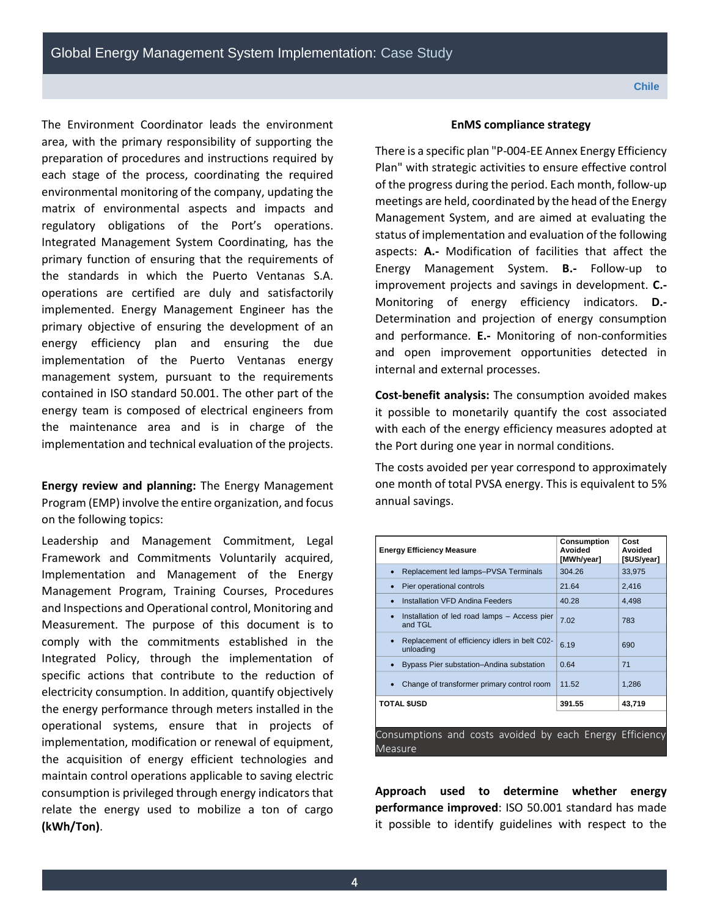The Environment Coordinator leads the environment area, with the primary responsibility of supporting the preparation of procedures and instructions required by each stage of the process, coordinating the required environmental monitoring of the company, updating the matrix of environmental aspects and impacts and regulatory obligations of the Port's operations. Integrated Management System Coordinating, has the primary function of ensuring that the requirements of the standards in which the Puerto Ventanas S.A. operations are certified are duly and satisfactorily implemented. Energy Management Engineer has the primary objective of ensuring the development of an energy efficiency plan and ensuring the due implementation of the Puerto Ventanas energy management system, pursuant to the requirements contained in ISO standard 50.001. The other part of the energy team is composed of electrical engineers from the maintenance area and is in charge of the implementation and technical evaluation of the projects.

**Energy review and planning:** The Energy Management Program (EMP) involve the entire organization, and focus on the following topics:

Leadership and Management Commitment, Legal Framework and Commitments Voluntarily acquired, Implementation and Management of the Energy Management Program, Training Courses, Procedures and Inspections and Operational control, Monitoring and Measurement. The purpose of this document is to comply with the commitments established in the Integrated Policy, through the implementation of specific actions that contribute to the reduction of electricity consumption. In addition, quantify objectively the energy performance through meters installed in the operational systems, ensure that in projects of implementation, modification or renewal of equipment, the acquisition of energy efficient technologies and maintain control operations applicable to saving electric consumption is privileged through energy indicators that relate the energy used to mobilize a ton of cargo **(kWh/Ton)**.

**EnMS compliance strategy**

There is a specific plan "P-004-EE Annex Energy Efficiency Plan" with strategic activities to ensure effective control of the progress during the period. Each month, follow-up meetings are held, coordinated by the head of the Energy Management System, and are aimed at evaluating the status of implementation and evaluation of the following aspects: **A.-** Modification of facilities that affect the Energy Management System. **B.-** Follow-up to improvement projects and savings in development. **C.-** Monitoring of energy efficiency indicators. **D.-** Determination and projection of energy consumption and performance. **E.-** Monitoring of non-conformities and open improvement opportunities detected in internal and external processes.

**Cost-benefit analysis:** The consumption avoided makes it possible to monetarily quantify the cost associated with each of the energy efficiency measures adopted at the Port during one year in normal conditions.

The costs avoided per year correspond to approximately one month of total PVSA energy. This is equivalent to 5% annual savings.

| Energy Efficiency Measure | Consumption Avoided [MWh/year] | Cost Avoided [$US/year] |
|---|---|---|
| • Replacement led lamps–PVSA Terminals | 304.26 | 33,975 |
| • Pier operational controls | 21.64 | 2,416 |
| • Installation VFD Andina Feeders | 40.28 | 4,498 |
| • Installation of led road lamps – Access pier and TGL | 7.02 | 783 |
| • Replacement of efficiency idlers in belt C02-unloading | 6.19 | 690 |
| • Bypass Pier substation–Andina substation | 0.64 | 71 |
| • Change of transformer primary control room | 11.52 | 1,286 |
| **TOTAL $USD** | **391.55** | **43,719** |

Consumptions and costs avoided by each Energy Efficiency Measure

**Approach used to determine whether energy performance improved**: ISO 50.001 standard has made it possible to identify guidelines with respect to the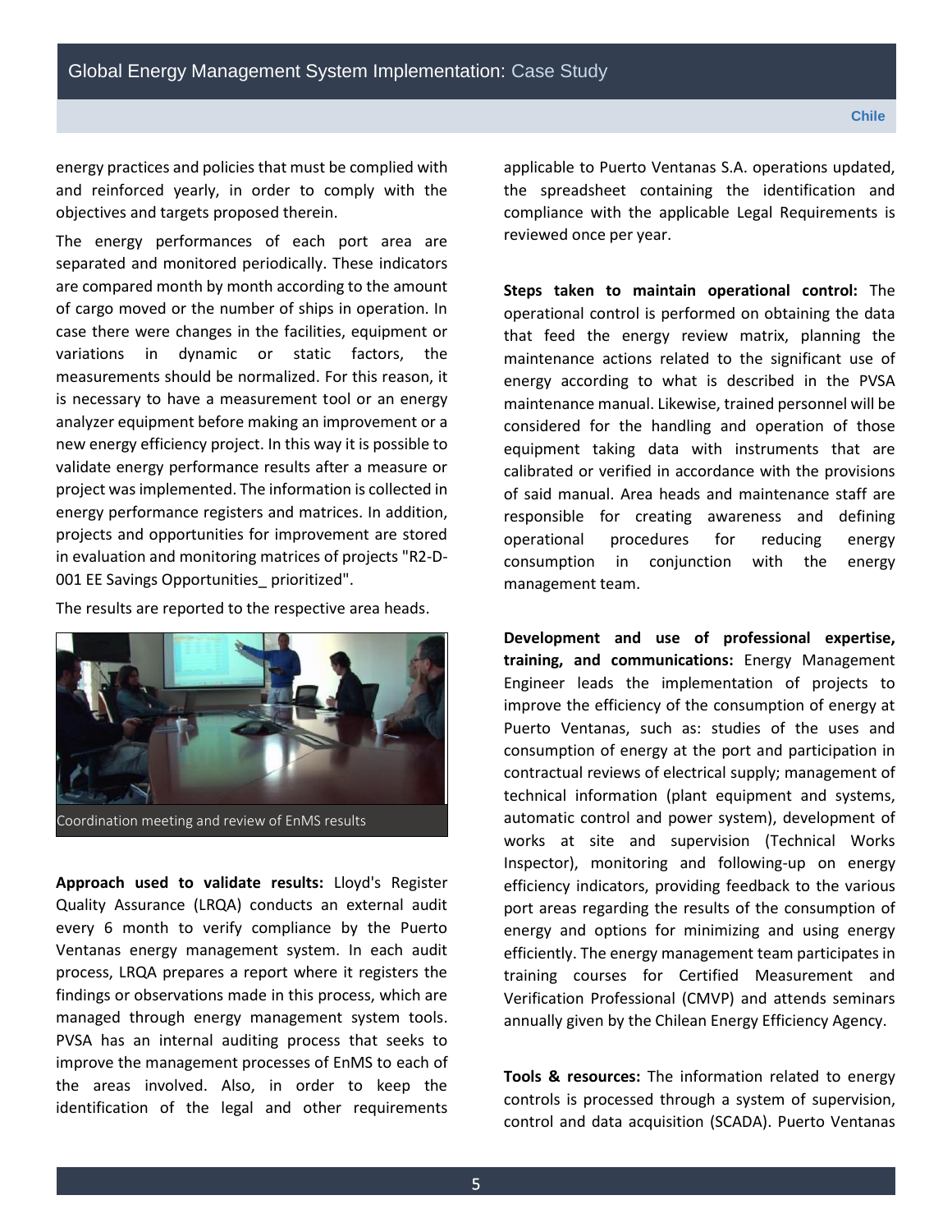energy practices and policies that must be complied with and reinforced yearly, in order to comply with the objectives and targets proposed therein.

The energy performances of each port area are separated and monitored periodically. These indicators are compared month by month according to the amount of cargo moved or the number of ships in operation. In case there were changes in the facilities, equipment or variations in dynamic or static factors, the measurements should be normalized. For this reason, it is necessary to have a measurement tool or an energy analyzer equipment before making an improvement or a new energy efficiency project. In this way it is possible to validate energy performance results after a measure or project was implemented. The information is collected in energy performance registers and matrices. In addition, projects and opportunities for improvement are stored in evaluation and monitoring matrices of projects "R2-D-001 EE Savings Opportunities_ prioritized".

The results are reported to the respective area heads.

Coordination meeting and review of EnMS results

**Approach used to validate results:** Lloyd's Register Quality Assurance (LRQA) conducts an external audit every 6 month to verify compliance by the Puerto Ventanas energy management system. In each audit process, LRQA prepares a report where it registers the findings or observations made in this process, which are managed through energy management system tools. PVSA has an internal auditing process that seeks to improve the management processes of EnMS to each of the areas involved. Also, in order to keep the identification of the legal and other requirements applicable to Puerto Ventanas S.A. operations updated, the spreadsheet containing the identification and compliance with the applicable Legal Requirements is reviewed once per year.

**Steps taken to maintain operational control:** The operational control is performed on obtaining the data that feed the energy review matrix, planning the maintenance actions related to the significant use of energy according to what is described in the PVSA maintenance manual. Likewise, trained personnel will be considered for the handling and operation of those equipment taking data with instruments that are calibrated or verified in accordance with the provisions of said manual. Area heads and maintenance staff are responsible for creating awareness and defining operational procedures for reducing energy consumption in conjunction with the energy management team.

**Development and use of professional expertise, training, and communications:** Energy Management Engineer leads the implementation of projects to improve the efficiency of the consumption of energy at Puerto Ventanas, such as: studies of the uses and consumption of energy at the port and participation in contractual reviews of electrical supply; management of technical information (plant equipment and systems, automatic control and power system), development of works at site and supervision (Technical Works Inspector), monitoring and following-up on energy efficiency indicators, providing feedback to the various port areas regarding the results of the consumption of energy and options for minimizing and using energy efficiently. The energy management team participates in training courses for Certified Measurement and Verification Professional (CMVP) and attends seminars annually given by the Chilean Energy Efficiency Agency.

**Tools & resources:** The information related to energy controls is processed through a system of supervision, control and data acquisition (SCADA). Puerto Ventanas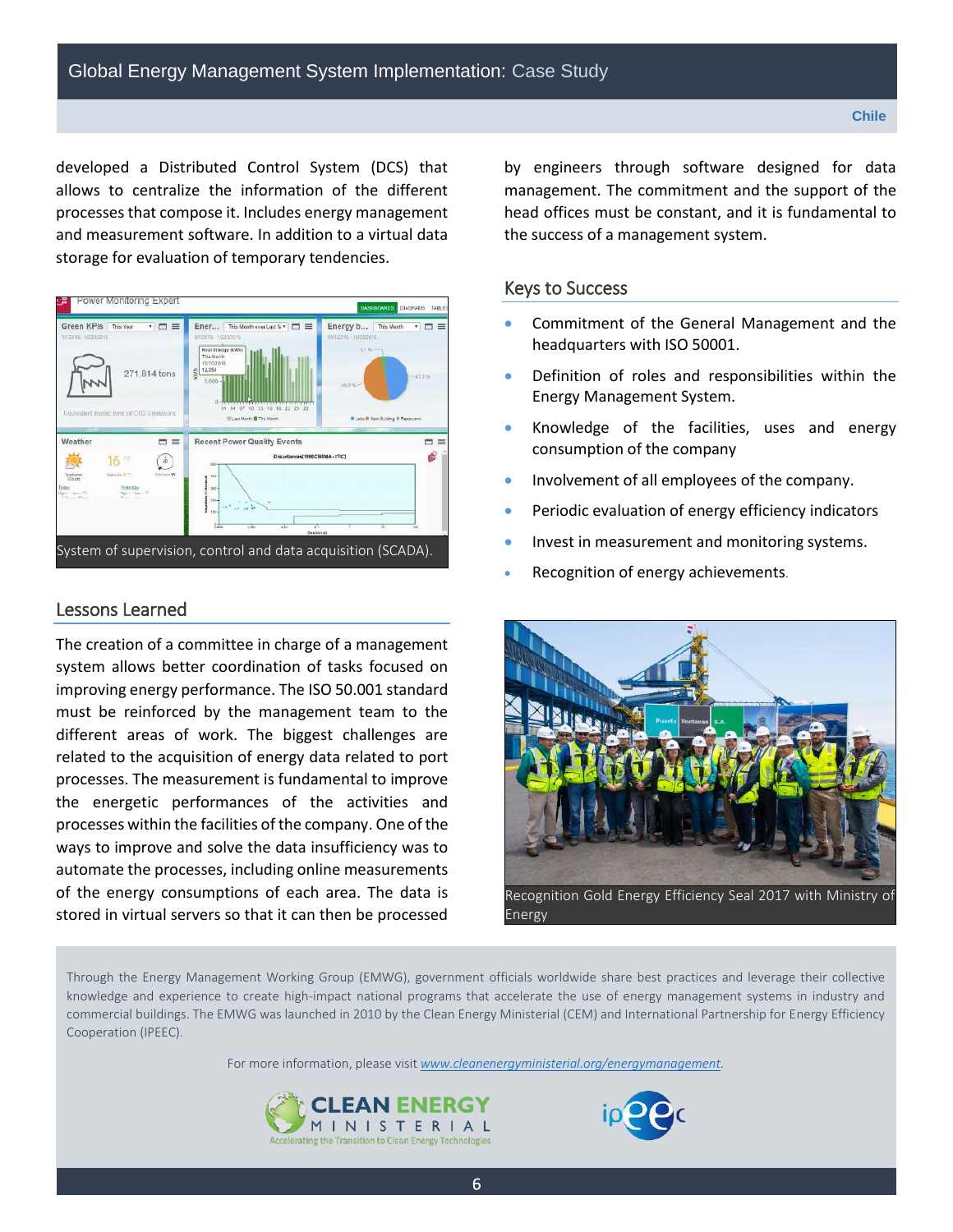developed a Distributed Control System (DCS) that allows to centralize the information of the different processes that compose it. Includes energy management and measurement software. In addition to a virtual data storage for evaluation of temporary tendencies.

System of supervision, control and data acquisition (SCADA).

## Lessons Learned

The creation of a committee in charge of a management system allows better coordination of tasks focused on improving energy performance. The ISO 50.001 standard must be reinforced by the management team to the different areas of work. The biggest challenges are related to the acquisition of energy data related to port processes. The measurement is fundamental to improve the energetic performances of the activities and processes within the facilities of the company. One of the ways to improve and solve the data insufficiency was to automate the processes, including online measurements of the energy consumptions of each area. The data is stored in virtual servers so that it can then be processed by engineers through software designed for data management. The commitment and the support of the head offices must be constant, and it is fundamental to the success of a management system.

## Keys to Success

- Commitment of the General Management and the headquarters with ISO 50001.
- Definition of roles and responsibilities within the Energy Management System.
- Knowledge of the facilities, uses and energy consumption of the company
- Involvement of all employees of the company.
- Periodic evaluation of energy efficiency indicators
- Invest in measurement and monitoring systems.
- Recognition of energy achievements.

Recognition Gold Energy Efficiency Seal 2017 with Ministry of Energy

Through the Energy Management Working Group (EMWG), government officials worldwide share best practices and leverage their collective knowledge and experience to create high-impact national programs that accelerate the use of energy management systems in industry and commercial buildings. The EMWG was launched in 2010 by the Clean Energy Ministerial (CEM) and International Partnership for Energy Efficiency Cooperation (IPEEC).

For more information, please visit www.cleanenergyministerial.org/energymanagement.